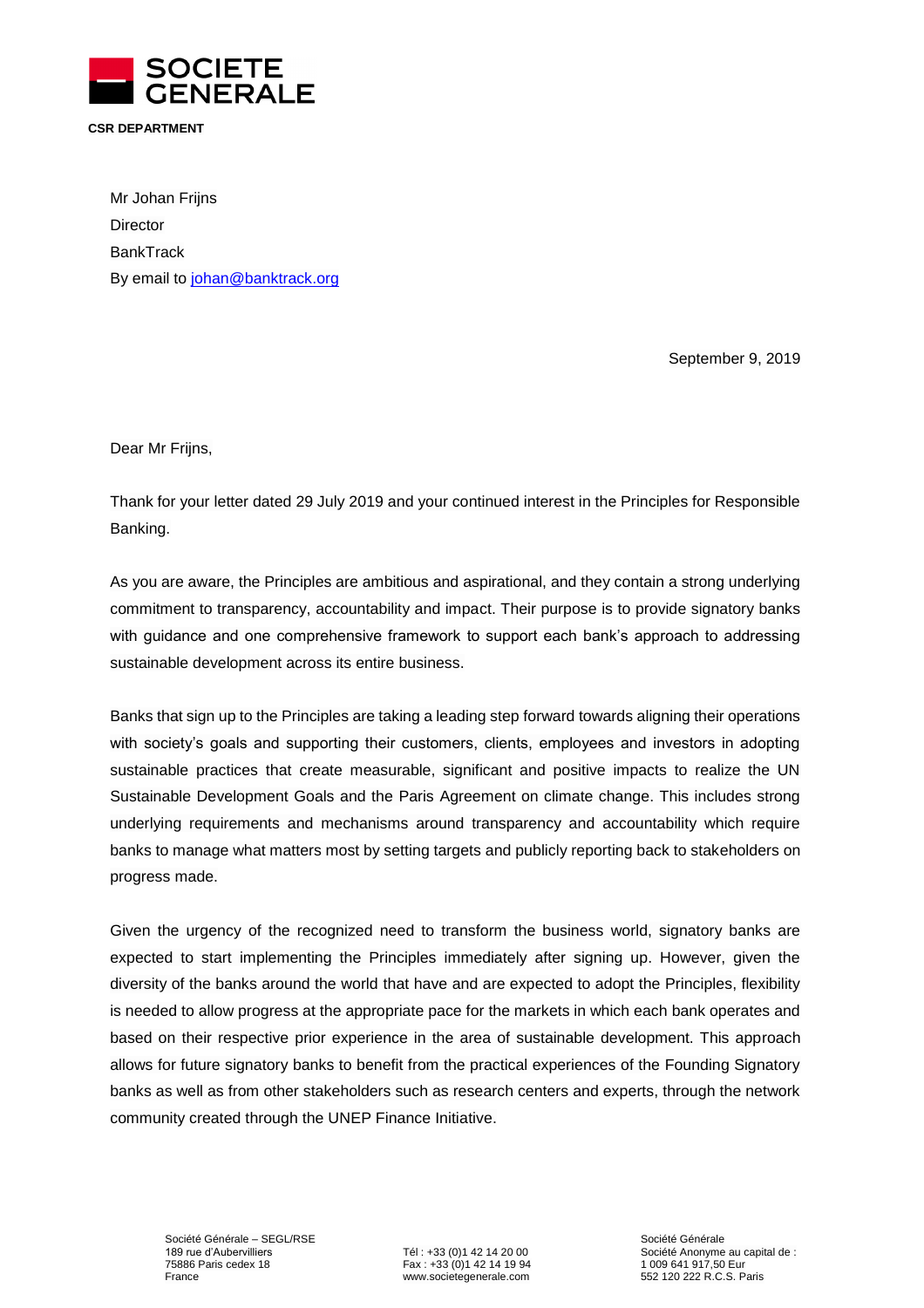SOCIETE GENERALE

**CSR DEPARTMENT**

Mr Johan Frijns
Director
BankTrack
By email to johan@banktrack.org

September 9, 2019

Dear Mr Frijns,

Thank for your letter dated 29 July 2019 and your continued interest in the Principles for Responsible Banking.

As you are aware, the Principles are ambitious and aspirational, and they contain a strong underlying commitment to transparency, accountability and impact. Their purpose is to provide signatory banks with guidance and one comprehensive framework to support each bank's approach to addressing sustainable development across its entire business.

Banks that sign up to the Principles are taking a leading step forward towards aligning their operations with society's goals and supporting their customers, clients, employees and investors in adopting sustainable practices that create measurable, significant and positive impacts to realize the UN Sustainable Development Goals and the Paris Agreement on climate change. This includes strong underlying requirements and mechanisms around transparency and accountability which require banks to manage what matters most by setting targets and publicly reporting back to stakeholders on progress made.

Given the urgency of the recognized need to transform the business world, signatory banks are expected to start implementing the Principles immediately after signing up. However, given the diversity of the banks around the world that have and are expected to adopt the Principles, flexibility is needed to allow progress at the appropriate pace for the markets in which each bank operates and based on their respective prior experience in the area of sustainable development. This approach allows for future signatory banks to benefit from the practical experiences of the Founding Signatory banks as well as from other stakeholders such as research centers and experts, through the network community created through the UNEP Finance Initiative.

Société Générale – SEGL/RSE
189 rue d'Aubervilliers
75886 Paris cedex 18
France

Tél : +33 (0)1 42 14 20 00
Fax : +33 (0)1 42 14 19 94
www.societegenerale.com

Société Générale
Société Anonyme au capital de :
1 009 641 917,50 Eur
552 120 222 R.C.S. Paris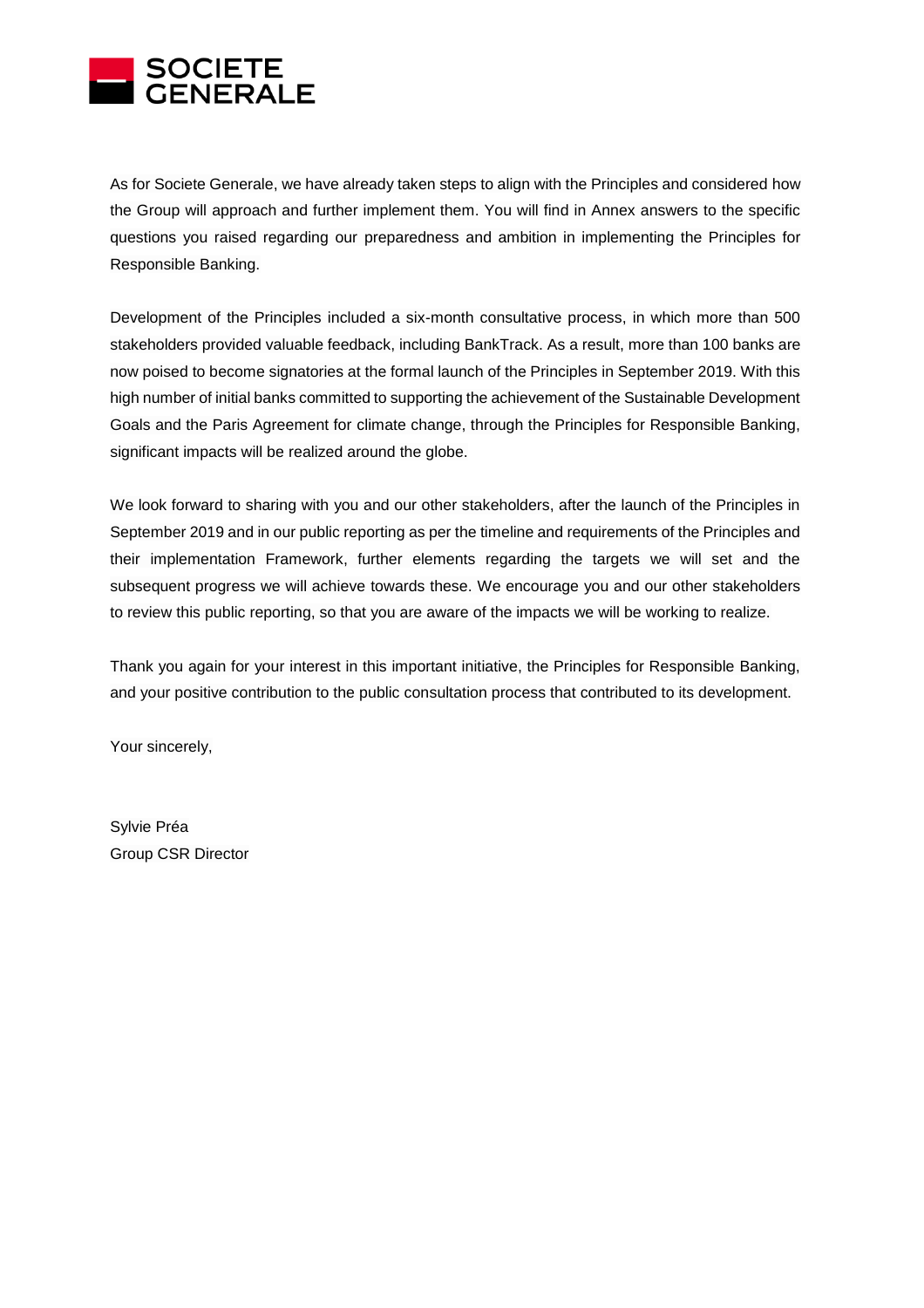SOCIETE GENERALE

As for Societe Generale, we have already taken steps to align with the Principles and considered how the Group will approach and further implement them. You will find in Annex answers to the specific questions you raised regarding our preparedness and ambition in implementing the Principles for Responsible Banking.

Development of the Principles included a six-month consultative process, in which more than 500 stakeholders provided valuable feedback, including BankTrack. As a result, more than 100 banks are now poised to become signatories at the formal launch of the Principles in September 2019. With this high number of initial banks committed to supporting the achievement of the Sustainable Development Goals and the Paris Agreement for climate change, through the Principles for Responsible Banking, significant impacts will be realized around the globe.

We look forward to sharing with you and our other stakeholders, after the launch of the Principles in September 2019 and in our public reporting as per the timeline and requirements of the Principles and their implementation Framework, further elements regarding the targets we will set and the subsequent progress we will achieve towards these. We encourage you and our other stakeholders to review this public reporting, so that you are aware of the impacts we will be working to realize.

Thank you again for your interest in this important initiative, the Principles for Responsible Banking, and your positive contribution to the public consultation process that contributed to its development.

Your sincerely,

Sylvie Préa
Group CSR Director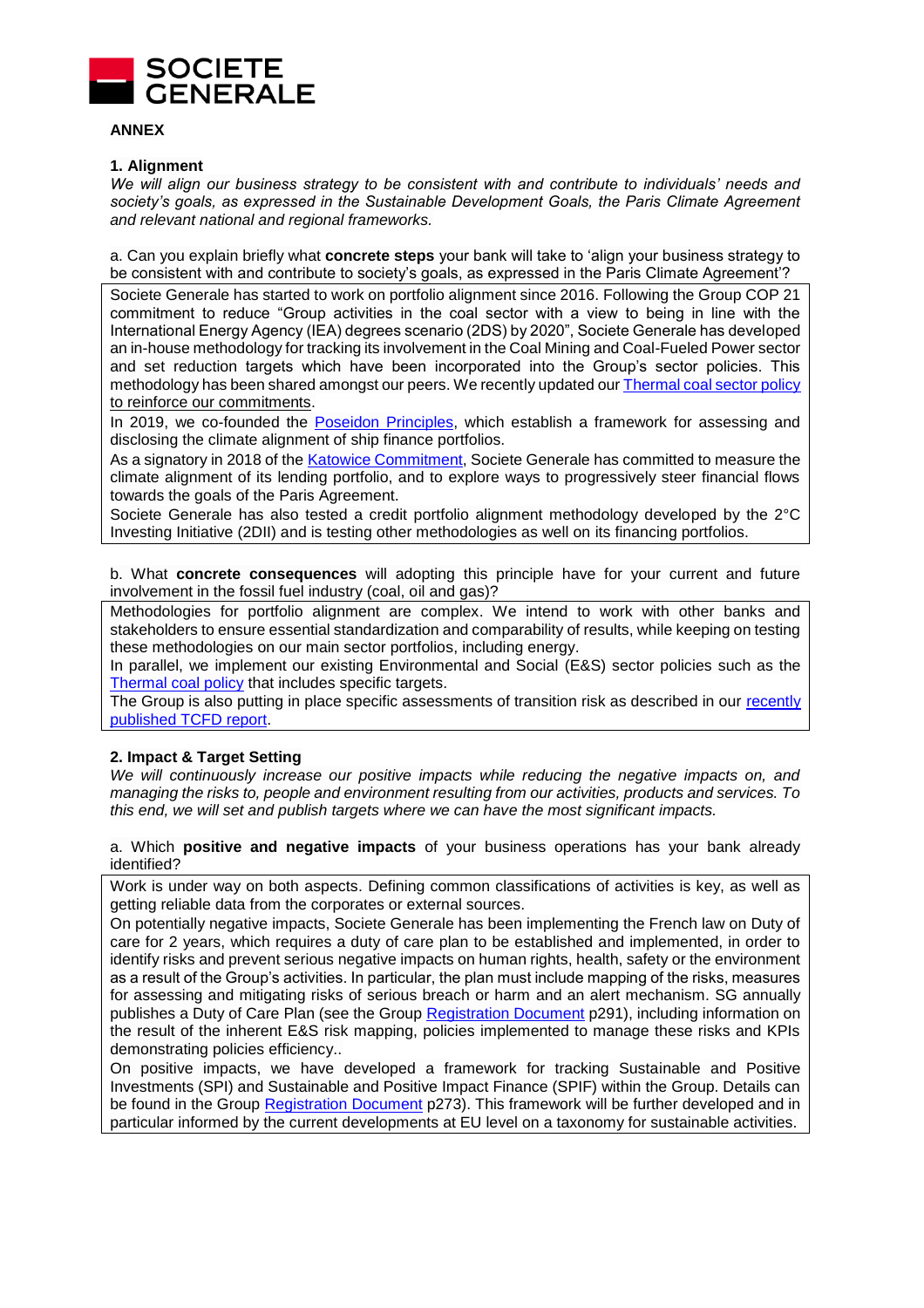**SOCIETE GENERALE**

**ANNEX**

**1. Alignment**

*We will align our business strategy to be consistent with and contribute to individuals' needs and society's goals, as expressed in the Sustainable Development Goals, the Paris Climate Agreement and relevant national and regional frameworks.*

a. Can you explain briefly what **concrete steps** your bank will take to 'align your business strategy to be consistent with and contribute to society's goals, as expressed in the Paris Climate Agreement'?

Societe Generale has started to work on portfolio alignment since 2016. Following the Group COP 21 commitment to reduce "Group activities in the coal sector with a view to being in line with the International Energy Agency (IEA) degrees scenario (2DS) by 2020", Societe Generale has developed an in-house methodology for tracking its involvement in the Coal Mining and Coal-Fueled Power sector and set reduction targets which have been incorporated into the Group's sector policies. This methodology has been shared amongst our peers. We recently updated our Thermal coal sector policy to reinforce our commitments.

In 2019, we co-founded the Poseidon Principles, which establish a framework for assessing and disclosing the climate alignment of ship finance portfolios.

As a signatory in 2018 of the Katowice Commitment, Societe Generale has committed to measure the climate alignment of its lending portfolio, and to explore ways to progressively steer financial flows towards the goals of the Paris Agreement.

Societe Generale has also tested a credit portfolio alignment methodology developed by the 2°C Investing Initiative (2DII) and is testing other methodologies as well on its financing portfolios.

b. What **concrete consequences** will adopting this principle have for your current and future involvement in the fossil fuel industry (coal, oil and gas)?

Methodologies for portfolio alignment are complex. We intend to work with other banks and stakeholders to ensure essential standardization and comparability of results, while keeping on testing these methodologies on our main sector portfolios, including energy.

In parallel, we implement our existing Environmental and Social (E&S) sector policies such as the Thermal coal policy that includes specific targets.

The Group is also putting in place specific assessments of transition risk as described in our recently published TCFD report.

**2. Impact & Target Setting**

*We will continuously increase our positive impacts while reducing the negative impacts on, and managing the risks to, people and environment resulting from our activities, products and services. To this end, we will set and publish targets where we can have the most significant impacts.*

a. Which **positive and negative impacts** of your business operations has your bank already identified?

Work is under way on both aspects. Defining common classifications of activities is key, as well as getting reliable data from the corporates or external sources.

On potentially negative impacts, Societe Generale has been implementing the French law on Duty of care for 2 years, which requires a duty of care plan to be established and implemented, in order to identify risks and prevent serious negative impacts on human rights, health, safety or the environment as a result of the Group's activities. In particular, the plan must include mapping of the risks, measures for assessing and mitigating risks of serious breach or harm and an alert mechanism. SG annually publishes a Duty of Care Plan (see the Group Registration Document p291), including information on the result of the inherent E&S risk mapping, policies implemented to manage these risks and KPIs demonstrating policies efficiency..

On positive impacts, we have developed a framework for tracking Sustainable and Positive Investments (SPI) and Sustainable and Positive Impact Finance (SPIF) within the Group. Details can be found in the Group Registration Document p273). This framework will be further developed and in particular informed by the current developments at EU level on a taxonomy for sustainable activities.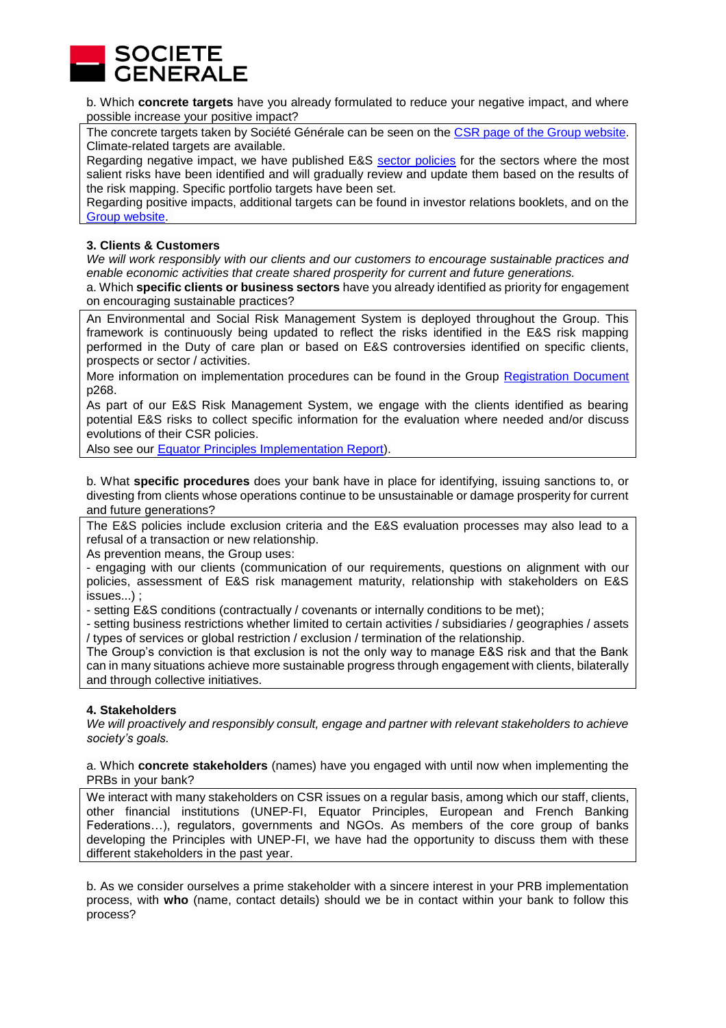b. Which **concrete targets** have you already formulated to reduce your negative impact, and where possible increase your positive impact?

The concrete targets taken by Société Générale can be seen on the CSR page of the Group website. Climate-related targets are available.

Regarding negative impact, we have published E&S sector policies for the sectors where the most salient risks have been identified and will gradually review and update them based on the results of the risk mapping. Specific portfolio targets have been set.

Regarding positive impacts, additional targets can be found in investor relations booklets, and on the Group website.

### 3. Clients & Customers

*We will work responsibly with our clients and our customers to encourage sustainable practices and enable economic activities that create shared prosperity for current and future generations.*

a. Which **specific clients or business sectors** have you already identified as priority for engagement on encouraging sustainable practices?

An Environmental and Social Risk Management System is deployed throughout the Group. This framework is continuously being updated to reflect the risks identified in the E&S risk mapping performed in the Duty of care plan or based on E&S controversies identified on specific clients, prospects or sector / activities.

More information on implementation procedures can be found in the Group Registration Document p268.

As part of our E&S Risk Management System, we engage with the clients identified as bearing potential E&S risks to collect specific information for the evaluation where needed and/or discuss evolutions of their CSR policies.

Also see our Equator Principles Implementation Report).

b. What **specific procedures** does your bank have in place for identifying, issuing sanctions to, or divesting from clients whose operations continue to be unsustainable or damage prosperity for current and future generations?

The E&S policies include exclusion criteria and the E&S evaluation processes may also lead to a refusal of a transaction or new relationship.

As prevention means, the Group uses:

- engaging with our clients (communication of our requirements, questions on alignment with our policies, assessment of E&S risk management maturity, relationship with stakeholders on E&S issues...) ;
- setting E&S conditions (contractually / covenants or internally conditions to be met);
- setting business restrictions whether limited to certain activities / subsidiaries / geographies / assets / types of services or global restriction / exclusion / termination of the relationship.

The Group's conviction is that exclusion is not the only way to manage E&S risk and that the Bank can in many situations achieve more sustainable progress through engagement with clients, bilaterally and through collective initiatives.

### 4. Stakeholders

*We will proactively and responsibly consult, engage and partner with relevant stakeholders to achieve society's goals.*

a. Which **concrete stakeholders** (names) have you engaged with until now when implementing the PRBs in your bank?

We interact with many stakeholders on CSR issues on a regular basis, among which our staff, clients, other financial institutions (UNEP-FI, Equator Principles, European and French Banking Federations…), regulators, governments and NGOs. As members of the core group of banks developing the Principles with UNEP-FI, we have had the opportunity to discuss them with these different stakeholders in the past year.

b. As we consider ourselves a prime stakeholder with a sincere interest in your PRB implementation process, with **who** (name, contact details) should we be in contact within your bank to follow this process?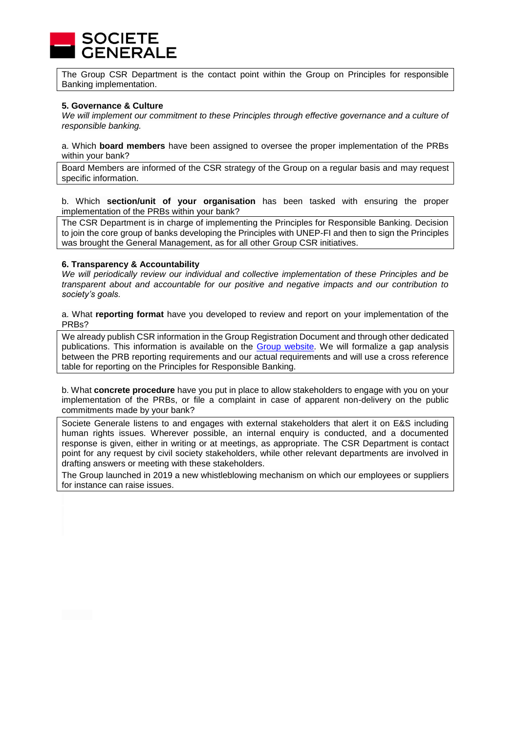The Group CSR Department is the contact point within the Group on Principles for responsible Banking implementation.

**5. Governance & Culture**

*We will implement our commitment to these Principles through effective governance and a culture of responsible banking.*

a. Which **board members** have been assigned to oversee the proper implementation of the PRBs within your bank?

Board Members are informed of the CSR strategy of the Group on a regular basis and may request specific information.

b. Which **section/unit of your organisation** has been tasked with ensuring the proper implementation of the PRBs within your bank?

The CSR Department is in charge of implementing the Principles for Responsible Banking. Decision to join the core group of banks developing the Principles with UNEP-FI and then to sign the Principles was brought the General Management, as for all other Group CSR initiatives.

**6. Transparency & Accountability**

*We will periodically review our individual and collective implementation of these Principles and be transparent about and accountable for our positive and negative impacts and our contribution to society's goals.*

a. What **reporting format** have you developed to review and report on your implementation of the PRBs?

We already publish CSR information in the Group Registration Document and through other dedicated publications. This information is available on the Group website. We will formalize a gap analysis between the PRB reporting requirements and our actual requirements and will use a cross reference table for reporting on the Principles for Responsible Banking.

b. What **concrete procedure** have you put in place to allow stakeholders to engage with you on your implementation of the PRBs, or file a complaint in case of apparent non-delivery on the public commitments made by your bank?

Societe Generale listens to and engages with external stakeholders that alert it on E&S including human rights issues. Wherever possible, an internal enquiry is conducted, and a documented response is given, either in writing or at meetings, as appropriate. The CSR Department is contact point for any request by civil society stakeholders, while other relevant departments are involved in drafting answers or meeting with these stakeholders.

The Group launched in 2019 a new whistleblowing mechanism on which our employees or suppliers for instance can raise issues.